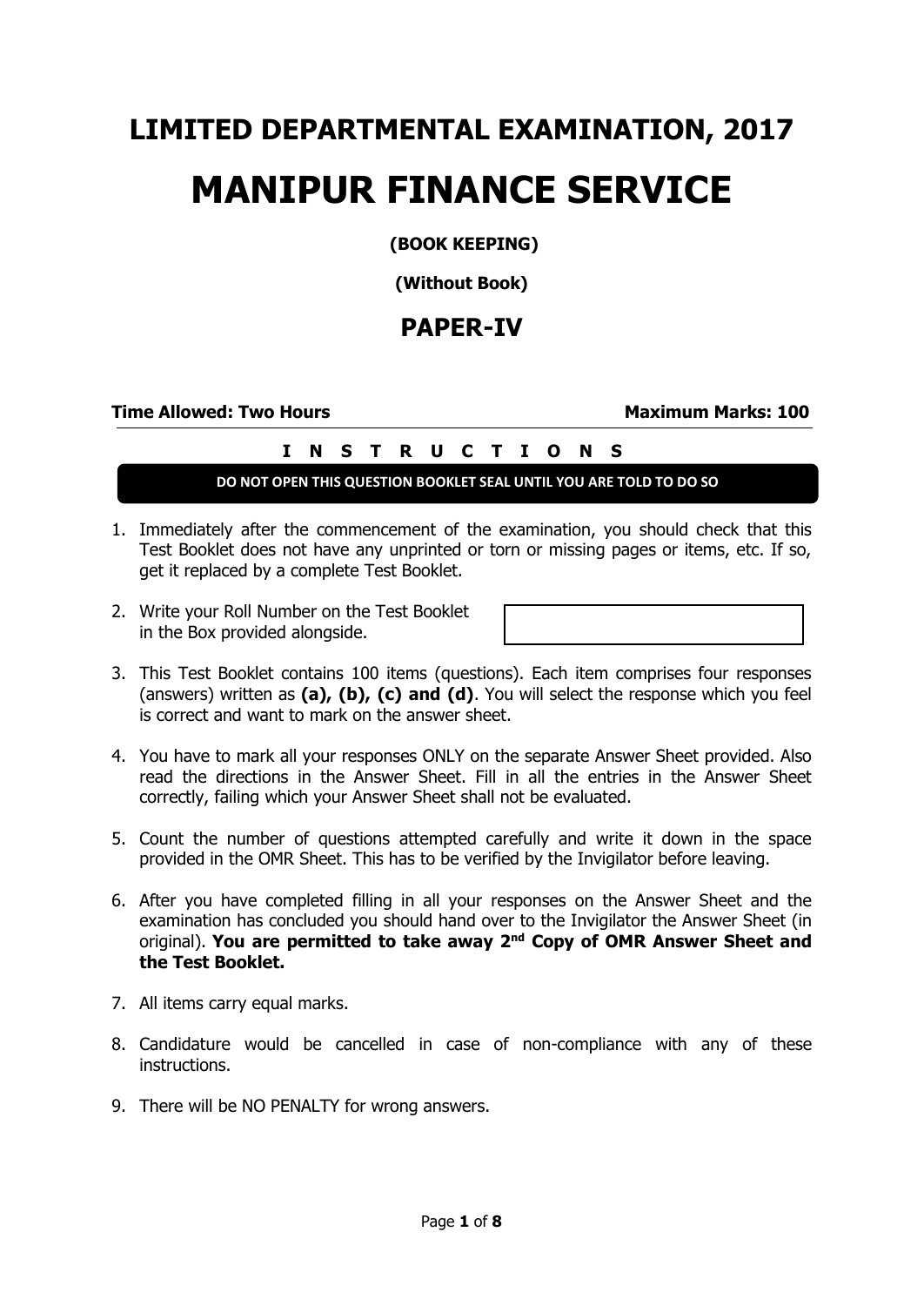# LIMITED DEPARTMENTAL EXAMINATION, 2017

# MANIPUR FINANCE SERVICE

**(BOOK KEEPING)**

**(Without Book)**

## PAPER-IV

**Time Allowed: Two Hours** **Maximum Marks: 100**

**I N S T R U C T I O N S**

**DO NOT OPEN THIS QUESTION BOOKLET SEAL UNTIL YOU ARE TOLD TO DO SO**

1. Immediately after the commencement of the examination, you should check that this Test Booklet does not have any unprinted or torn or missing pages or items, etc. If so, get it replaced by a complete Test Booklet.

2. Write your Roll Number on the Test Booklet in the Box provided alongside.

3. This Test Booklet contains 100 items (questions). Each item comprises four responses (answers) written as **(a), (b), (c) and (d)**. You will select the response which you feel is correct and want to mark on the answer sheet.

4. You have to mark all your responses ONLY on the separate Answer Sheet provided. Also read the directions in the Answer Sheet. Fill in all the entries in the Answer Sheet correctly, failing which your Answer Sheet shall not be evaluated.

5. Count the number of questions attempted carefully and write it down in the space provided in the OMR Sheet. This has to be verified by the Invigilator before leaving.

6. After you have completed filling in all your responses on the Answer Sheet and the examination has concluded you should hand over to the Invigilator the Answer Sheet (in original). **You are permitted to take away 2nd Copy of OMR Answer Sheet and the Test Booklet.**

7. All items carry equal marks.

8. Candidature would be cancelled in case of non-compliance with any of these instructions.

9. There will be NO PENALTY for wrong answers.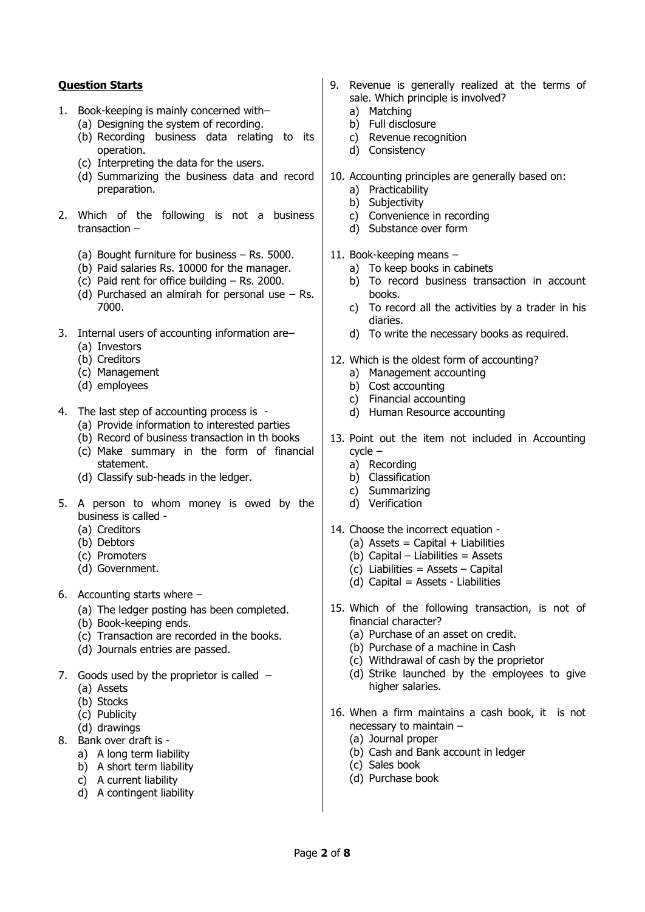**Question Starts**

1. Book-keeping is mainly concerned with–
   (a) Designing the system of recording.
   (b) Recording business data relating to its operation.
   (c) Interpreting the data for the users.
   (d) Summarizing the business data and record preparation.

2. Which of the following is not a business transaction –

   (a) Bought furniture for business – Rs. 5000.
   (b) Paid salaries Rs. 10000 for the manager.
   (c) Paid rent for office building – Rs. 2000.
   (d) Purchased an almirah for personal use – Rs. 7000.

3. Internal users of accounting information are–
   (a) Investors
   (b) Creditors
   (c) Management
   (d) employees

4. The last step of accounting process is -
   (a) Provide information to interested parties
   (b) Record of business transaction in th books
   (c) Make summary in the form of financial statement.
   (d) Classify sub-heads in the ledger.

5. A person to whom money is owed by the business is called -
   (a) Creditors
   (b) Debtors
   (c) Promoters
   (d) Government.

6. Accounting starts where –
   (a) The ledger posting has been completed.
   (b) Book-keeping ends.
   (c) Transaction are recorded in the books.
   (d) Journals entries are passed.

7. Goods used by the proprietor is called –
   (a) Assets
   (b) Stocks
   (c) Publicity
   (d) drawings

8. Bank over draft is -
   a) A long term liability
   b) A short term liability
   c) A current liability
   d) A contingent liability

9. Revenue is generally realized at the terms of sale. Which principle is involved?
   a) Matching
   b) Full disclosure
   c) Revenue recognition
   d) Consistency

10. Accounting principles are generally based on:
    a) Practicability
    b) Subjectivity
    c) Convenience in recording
    d) Substance over form

11. Book-keeping means –
    a) To keep books in cabinets
    b) To record business transaction in account books.
    c) To record all the activities by a trader in his diaries.
    d) To write the necessary books as required.

12. Which is the oldest form of accounting?
    a) Management accounting
    b) Cost accounting
    c) Financial accounting
    d) Human Resource accounting

13. Point out the item not included in Accounting cycle –
    a) Recording
    b) Classification
    c) Summarizing
    d) Verification

14. Choose the incorrect equation -
    (a) Assets = Capital + Liabilities
    (b) Capital – Liabilities = Assets
    (c) Liabilities = Assets – Capital
    (d) Capital = Assets - Liabilities

15. Which of the following transaction, is not of financial character?
    (a) Purchase of an asset on credit.
    (b) Purchase of a machine in Cash
    (c) Withdrawal of cash by the proprietor
    (d) Strike launched by the employees to give higher salaries.

16. When a firm maintains a cash book, it is not necessary to maintain –
    (a) Journal proper
    (b) Cash and Bank account in ledger
    (c) Sales book
    (d) Purchase book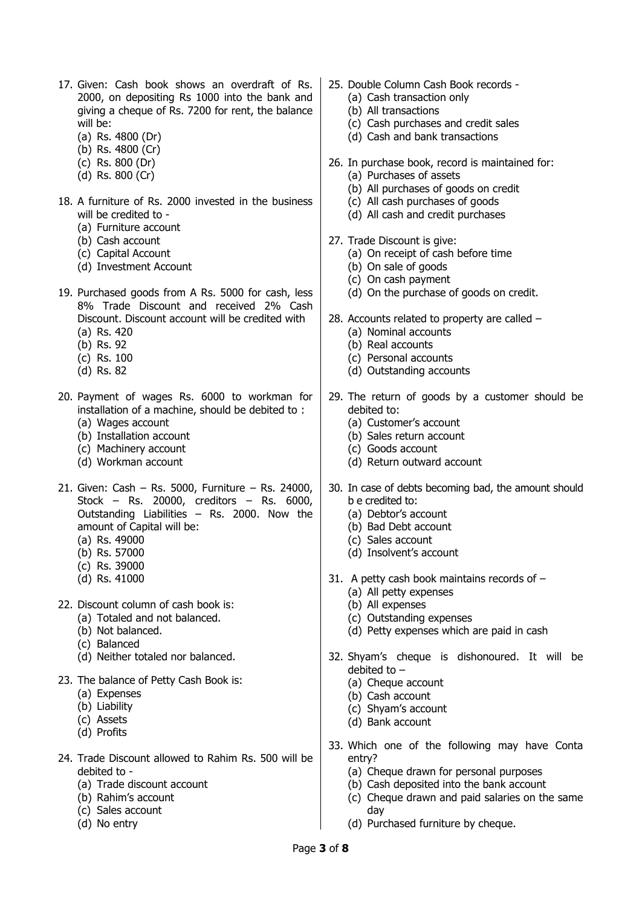17. Given: Cash book shows an overdraft of Rs. 2000, on depositing Rs 1000 into the bank and giving a cheque of Rs. 7200 for rent, the balance will be:
    (a) Rs. 4800 (Dr)
    (b) Rs. 4800 (Cr)
    (c) Rs. 800 (Dr)
    (d) Rs. 800 (Cr)

18. A furniture of Rs. 2000 invested in the business will be credited to -
    (a) Furniture account
    (b) Cash account
    (c) Capital Account
    (d) Investment Account

19. Purchased goods from A Rs. 5000 for cash, less 8% Trade Discount and received 2% Cash Discount. Discount account will be credited with
    (a) Rs. 420
    (b) Rs. 92
    (c) Rs. 100
    (d) Rs. 82

20. Payment of wages Rs. 6000 to workman for installation of a machine, should be debited to :
    (a) Wages account
    (b) Installation account
    (c) Machinery account
    (d) Workman account

21. Given: Cash – Rs. 5000, Furniture – Rs. 24000, Stock – Rs. 20000, creditors – Rs. 6000, Outstanding Liabilities – Rs. 2000. Now the amount of Capital will be:
    (a) Rs. 49000
    (b) Rs. 57000
    (c) Rs. 39000
    (d) Rs. 41000

22. Discount column of cash book is:
    (a) Totaled and not balanced.
    (b) Not balanced.
    (c) Balanced
    (d) Neither totaled nor balanced.

23. The balance of Petty Cash Book is:
    (a) Expenses
    (b) Liability
    (c) Assets
    (d) Profits

24. Trade Discount allowed to Rahim Rs. 500 will be debited to -
    (a) Trade discount account
    (b) Rahim's account
    (c) Sales account
    (d) No entry

25. Double Column Cash Book records -
    (a) Cash transaction only
    (b) All transactions
    (c) Cash purchases and credit sales
    (d) Cash and bank transactions

26. In purchase book, record is maintained for:
    (a) Purchases of assets
    (b) All purchases of goods on credit
    (c) All cash purchases of goods
    (d) All cash and credit purchases

27. Trade Discount is give:
    (a) On receipt of cash before time
    (b) On sale of goods
    (c) On cash payment
    (d) On the purchase of goods on credit.

28. Accounts related to property are called –
    (a) Nominal accounts
    (b) Real accounts
    (c) Personal accounts
    (d) Outstanding accounts

29. The return of goods by a customer should be debited to:
    (a) Customer's account
    (b) Sales return account
    (c) Goods account
    (d) Return outward account

30. In case of debts becoming bad, the amount should b e credited to:
    (a) Debtor's account
    (b) Bad Debt account
    (c) Sales account
    (d) Insolvent's account

31. A petty cash book maintains records of –
    (a) All petty expenses
    (b) All expenses
    (c) Outstanding expenses
    (d) Petty expenses which are paid in cash

32. Shyam's cheque is dishonoured. It will be debited to –
    (a) Cheque account
    (b) Cash account
    (c) Shyam's account
    (d) Bank account

33. Which one of the following may have Conta entry?
    (a) Cheque drawn for personal purposes
    (b) Cash deposited into the bank account
    (c) Cheque drawn and paid salaries on the same day
    (d) Purchased furniture by cheque.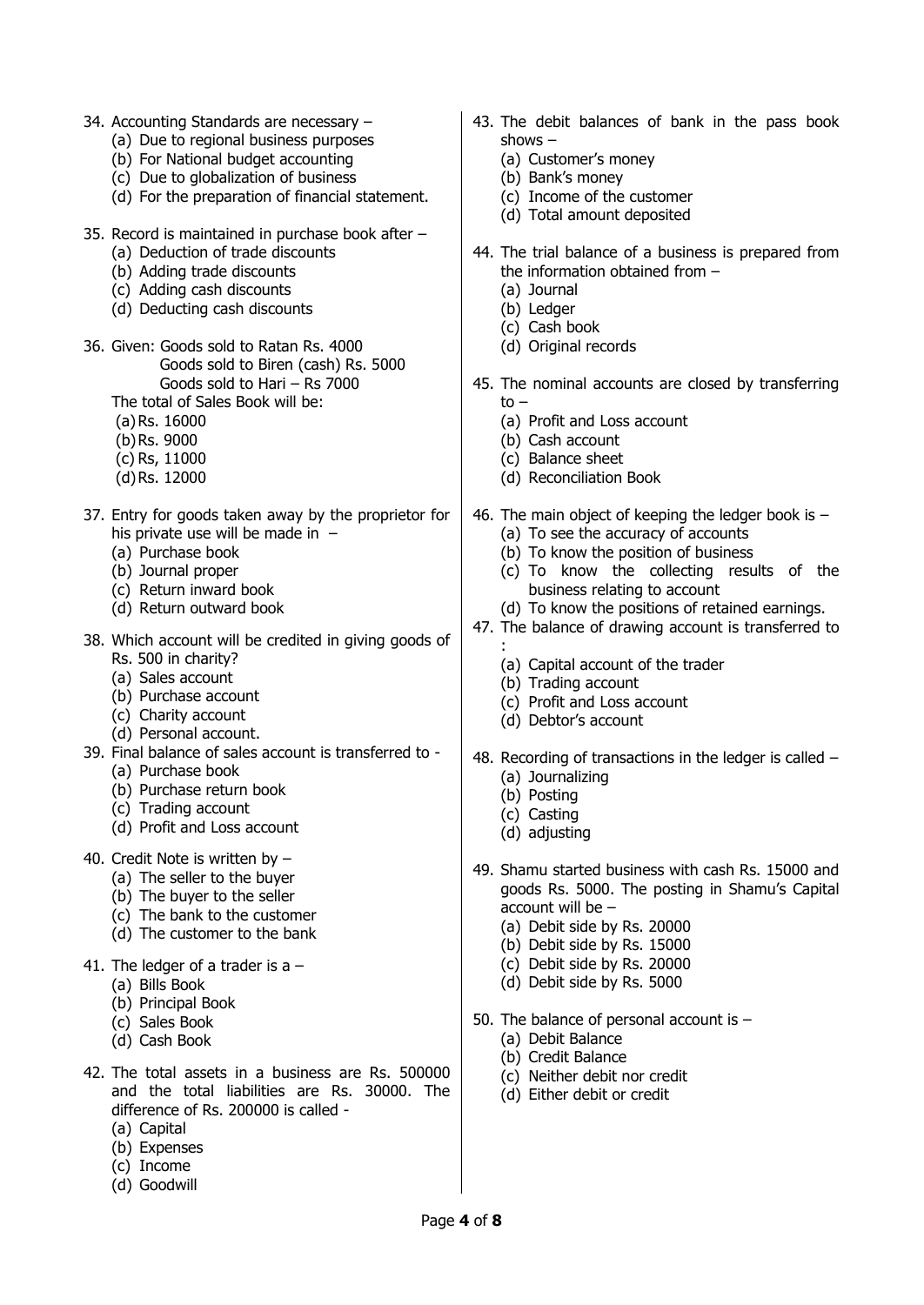34. Accounting Standards are necessary –
    (a) Due to regional business purposes
    (b) For National budget accounting
    (c) Due to globalization of business
    (d) For the preparation of financial statement.

35. Record is maintained in purchase book after –
    (a) Deduction of trade discounts
    (b) Adding trade discounts
    (c) Adding cash discounts
    (d) Deducting cash discounts

36. Given: Goods sold to Ratan Rs. 4000
    Goods sold to Biren (cash) Rs. 5000
    Goods sold to Hari – Rs 7000
    The total of Sales Book will be:
    (a) Rs. 16000
    (b) Rs. 9000
    (c) Rs, 11000
    (d) Rs. 12000

37. Entry for goods taken away by the proprietor for his private use will be made in –
    (a) Purchase book
    (b) Journal proper
    (c) Return inward book
    (d) Return outward book

38. Which account will be credited in giving goods of Rs. 500 in charity?
    (a) Sales account
    (b) Purchase account
    (c) Charity account
    (d) Personal account.

39. Final balance of sales account is transferred to -
    (a) Purchase book
    (b) Purchase return book
    (c) Trading account
    (d) Profit and Loss account

40. Credit Note is written by –
    (a) The seller to the buyer
    (b) The buyer to the seller
    (c) The bank to the customer
    (d) The customer to the bank

41. The ledger of a trader is a –
    (a) Bills Book
    (b) Principal Book
    (c) Sales Book
    (d) Cash Book

42. The total assets in a business are Rs. 500000 and the total liabilities are Rs. 30000. The difference of Rs. 200000 is called -
    (a) Capital
    (b) Expenses
    (c) Income
    (d) Goodwill

43. The debit balances of bank in the pass book shows –
    (a) Customer's money
    (b) Bank's money
    (c) Income of the customer
    (d) Total amount deposited

44. The trial balance of a business is prepared from the information obtained from –
    (a) Journal
    (b) Ledger
    (c) Cash book
    (d) Original records

45. The nominal accounts are closed by transferring to –
    (a) Profit and Loss account
    (b) Cash account
    (c) Balance sheet
    (d) Reconciliation Book

46. The main object of keeping the ledger book is –
    (a) To see the accuracy of accounts
    (b) To know the position of business
    (c) To know the collecting results of the business relating to account
    (d) To know the positions of retained earnings.

47. The balance of drawing account is transferred to :
    (a) Capital account of the trader
    (b) Trading account
    (c) Profit and Loss account
    (d) Debtor's account

48. Recording of transactions in the ledger is called –
    (a) Journalizing
    (b) Posting
    (c) Casting
    (d) adjusting

49. Shamu started business with cash Rs. 15000 and goods Rs. 5000. The posting in Shamu's Capital account will be –
    (a) Debit side by Rs. 20000
    (b) Debit side by Rs. 15000
    (c) Debit side by Rs. 20000
    (d) Debit side by Rs. 5000

50. The balance of personal account is –
    (a) Debit Balance
    (b) Credit Balance
    (c) Neither debit nor credit
    (d) Either debit or credit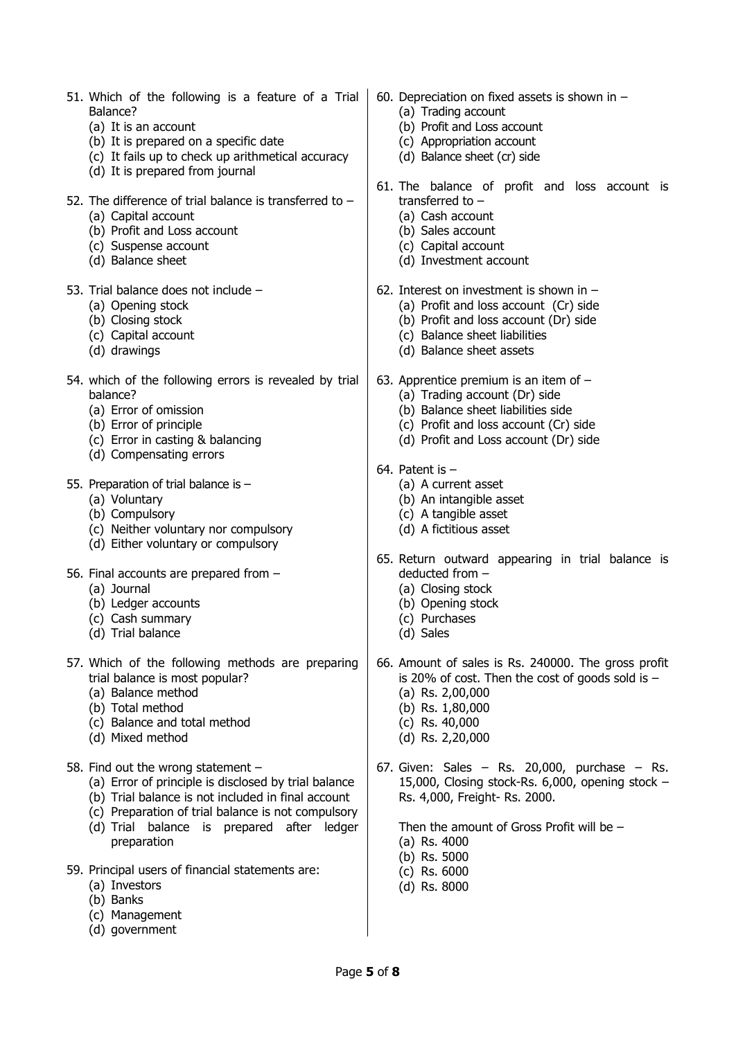51. Which of the following is a feature of a Trial Balance?
    (a) It is an account
    (b) It is prepared on a specific date
    (c) It fails up to check up arithmetical accuracy
    (d) It is prepared from journal

52. The difference of trial balance is transferred to –
    (a) Capital account
    (b) Profit and Loss account
    (c) Suspense account
    (d) Balance sheet

53. Trial balance does not include –
    (a) Opening stock
    (b) Closing stock
    (c) Capital account
    (d) drawings

54. which of the following errors is revealed by trial balance?
    (a) Error of omission
    (b) Error of principle
    (c) Error in casting & balancing
    (d) Compensating errors

55. Preparation of trial balance is –
    (a) Voluntary
    (b) Compulsory
    (c) Neither voluntary nor compulsory
    (d) Either voluntary or compulsory

56. Final accounts are prepared from –
    (a) Journal
    (b) Ledger accounts
    (c) Cash summary
    (d) Trial balance

57. Which of the following methods are preparing trial balance is most popular?
    (a) Balance method
    (b) Total method
    (c) Balance and total method
    (d) Mixed method

58. Find out the wrong statement –
    (a) Error of principle is disclosed by trial balance
    (b) Trial balance is not included in final account
    (c) Preparation of trial balance is not compulsory
    (d) Trial balance is prepared after ledger preparation

59. Principal users of financial statements are:
    (a) Investors
    (b) Banks
    (c) Management
    (d) government

60. Depreciation on fixed assets is shown in –
    (a) Trading account
    (b) Profit and Loss account
    (c) Appropriation account
    (d) Balance sheet (cr) side

61. The balance of profit and loss account is transferred to –
    (a) Cash account
    (b) Sales account
    (c) Capital account
    (d) Investment account

62. Interest on investment is shown in –
    (a) Profit and loss account (Cr) side
    (b) Profit and loss account (Dr) side
    (c) Balance sheet liabilities
    (d) Balance sheet assets

63. Apprentice premium is an item of –
    (a) Trading account (Dr) side
    (b) Balance sheet liabilities side
    (c) Profit and loss account (Cr) side
    (d) Profit and Loss account (Dr) side

64. Patent is –
    (a) A current asset
    (b) An intangible asset
    (c) A tangible asset
    (d) A fictitious asset

65. Return outward appearing in trial balance is deducted from –
    (a) Closing stock
    (b) Opening stock
    (c) Purchases
    (d) Sales

66. Amount of sales is Rs. 240000. The gross profit is 20% of cost. Then the cost of goods sold is –
    (a) Rs. 2,00,000
    (b) Rs. 1,80,000
    (c) Rs. 40,000
    (d) Rs. 2,20,000

67. Given: Sales – Rs. 20,000, purchase – Rs. 15,000, Closing stock-Rs. 6,000, opening stock – Rs. 4,000, Freight- Rs. 2000.

    Then the amount of Gross Profit will be –
    (a) Rs. 4000
    (b) Rs. 5000
    (c) Rs. 6000
    (d) Rs. 8000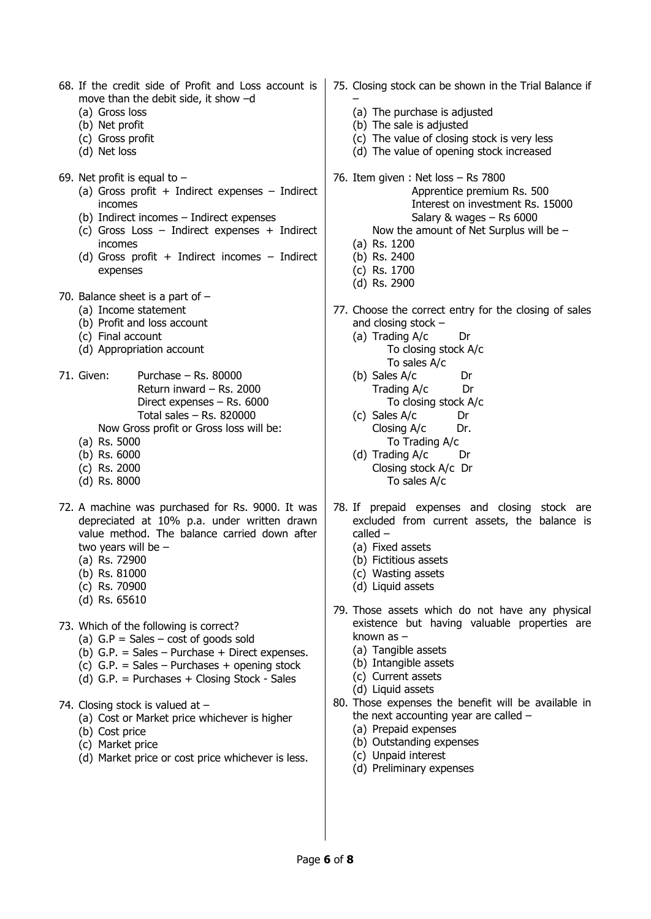68. If the credit side of Profit and Loss account is move than the debit side, it show –d
    (a) Gross loss
    (b) Net profit
    (c) Gross profit
    (d) Net loss

69. Net profit is equal to –
    (a) Gross profit + Indirect expenses – Indirect incomes
    (b) Indirect incomes – Indirect expenses
    (c) Gross Loss – Indirect expenses + Indirect incomes
    (d) Gross profit + Indirect incomes – Indirect expenses

70. Balance sheet is a part of –
    (a) Income statement
    (b) Profit and loss account
    (c) Final account
    (d) Appropriation account

71. Given: Purchase – Rs. 80000
    Return inward – Rs. 2000
    Direct expenses – Rs. 6000
    Total sales – Rs. 820000
    Now Gross profit or Gross loss will be:
    (a) Rs. 5000
    (b) Rs. 6000
    (c) Rs. 2000
    (d) Rs. 8000

72. A machine was purchased for Rs. 9000. It was depreciated at 10% p.a. under written drawn value method. The balance carried down after two years will be –
    (a) Rs. 72900
    (b) Rs. 81000
    (c) Rs. 70900
    (d) Rs. 65610

73. Which of the following is correct?
    (a) G.P = Sales – cost of goods sold
    (b) G.P. = Sales – Purchase + Direct expenses.
    (c) G.P. = Sales – Purchases + opening stock
    (d) G.P. = Purchases + Closing Stock - Sales

74. Closing stock is valued at –
    (a) Cost or Market price whichever is higher
    (b) Cost price
    (c) Market price
    (d) Market price or cost price whichever is less.

75. Closing stock can be shown in the Trial Balance if –
    (a) The purchase is adjusted
    (b) The sale is adjusted
    (c) The value of closing stock is very less
    (d) The value of opening stock increased

76. Item given : Net loss – Rs 7800
    Apprentice premium Rs. 500
    Interest on investment Rs. 15000
    Salary & wages – Rs 6000
    Now the amount of Net Surplus will be –
    (a) Rs. 1200
    (b) Rs. 2400
    (c) Rs. 1700
    (d) Rs. 2900

77. Choose the correct entry for the closing of sales and closing stock –
    (a) Trading A/c Dr
        To closing stock A/c
        To sales A/c
    (b) Sales A/c Dr
        Trading A/c Dr
        To closing stock A/c
    (c) Sales A/c Dr
        Closing A/c Dr.
        To Trading A/c
    (d) Trading A/c Dr
        Closing stock A/c Dr
        To sales A/c

78. If prepaid expenses and closing stock are excluded from current assets, the balance is called –
    (a) Fixed assets
    (b) Fictitious assets
    (c) Wasting assets
    (d) Liquid assets

79. Those assets which do not have any physical existence but having valuable properties are known as –
    (a) Tangible assets
    (b) Intangible assets
    (c) Current assets
    (d) Liquid assets

80. Those expenses the benefit will be available in the next accounting year are called –
    (a) Prepaid expenses
    (b) Outstanding expenses
    (c) Unpaid interest
    (d) Preliminary expenses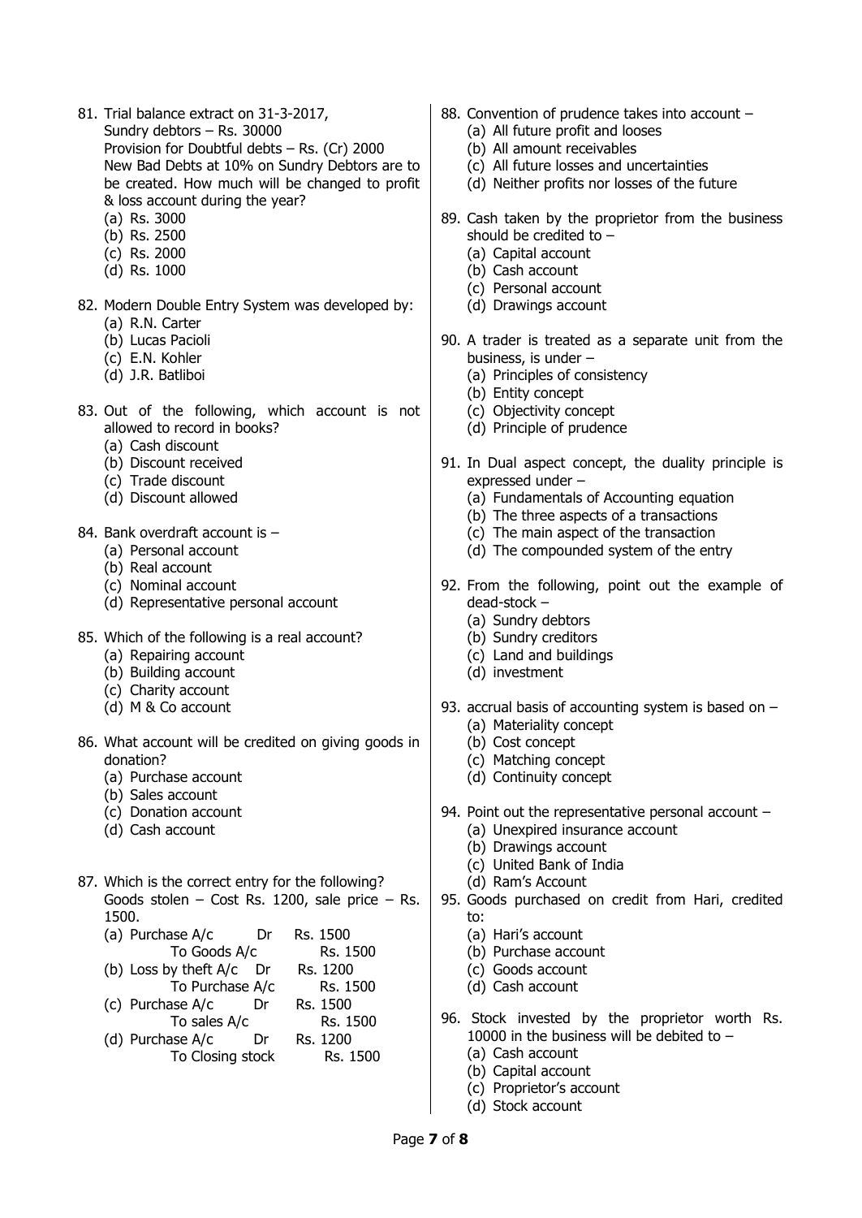81. Trial balance extract on 31-3-2017,
    Sundry debtors – Rs. 30000
    Provision for Doubtful debts – Rs. (Cr) 2000
    New Bad Debts at 10% on Sundry Debtors are to be created. How much will be changed to profit & loss account during the year?
    (a) Rs. 3000
    (b) Rs. 2500
    (c) Rs. 2000
    (d) Rs. 1000

82. Modern Double Entry System was developed by:
    (a) R.N. Carter
    (b) Lucas Pacioli
    (c) E.N. Kohler
    (d) J.R. Batliboi

83. Out of the following, which account is not allowed to record in books?
    (a) Cash discount
    (b) Discount received
    (c) Trade discount
    (d) Discount allowed

84. Bank overdraft account is –
    (a) Personal account
    (b) Real account
    (c) Nominal account
    (d) Representative personal account

85. Which of the following is a real account?
    (a) Repairing account
    (b) Building account
    (c) Charity account
    (d) M & Co account

86. What account will be credited on giving goods in donation?
    (a) Purchase account
    (b) Sales account
    (c) Donation account
    (d) Cash account

87. Which is the correct entry for the following?
    Goods stolen – Cost Rs. 1200, sale price – Rs. 1500.
    (a) Purchase A/c Dr Rs. 1500
        To Goods A/c Rs. 1500
    (b) Loss by theft A/c Dr Rs. 1200
        To Purchase A/c Rs. 1500
    (c) Purchase A/c Dr Rs. 1500
        To sales A/c Rs. 1500
    (d) Purchase A/c Dr Rs. 1200
        To Closing stock Rs. 1500

88. Convention of prudence takes into account –
    (a) All future profit and looses
    (b) All amount receivables
    (c) All future losses and uncertainties
    (d) Neither profits nor losses of the future

89. Cash taken by the proprietor from the business should be credited to –
    (a) Capital account
    (b) Cash account
    (c) Personal account
    (d) Drawings account

90. A trader is treated as a separate unit from the business, is under –
    (a) Principles of consistency
    (b) Entity concept
    (c) Objectivity concept
    (d) Principle of prudence

91. In Dual aspect concept, the duality principle is expressed under –
    (a) Fundamentals of Accounting equation
    (b) The three aspects of a transactions
    (c) The main aspect of the transaction
    (d) The compounded system of the entry

92. From the following, point out the example of dead-stock –
    (a) Sundry debtors
    (b) Sundry creditors
    (c) Land and buildings
    (d) investment

93. accrual basis of accounting system is based on –
    (a) Materiality concept
    (b) Cost concept
    (c) Matching concept
    (d) Continuity concept

94. Point out the representative personal account –
    (a) Unexpired insurance account
    (b) Drawings account
    (c) United Bank of India
    (d) Ram's Account

95. Goods purchased on credit from Hari, credited to:
    (a) Hari's account
    (b) Purchase account
    (c) Goods account
    (d) Cash account

96. Stock invested by the proprietor worth Rs. 10000 in the business will be debited to –
    (a) Cash account
    (b) Capital account
    (c) Proprietor's account
    (d) Stock account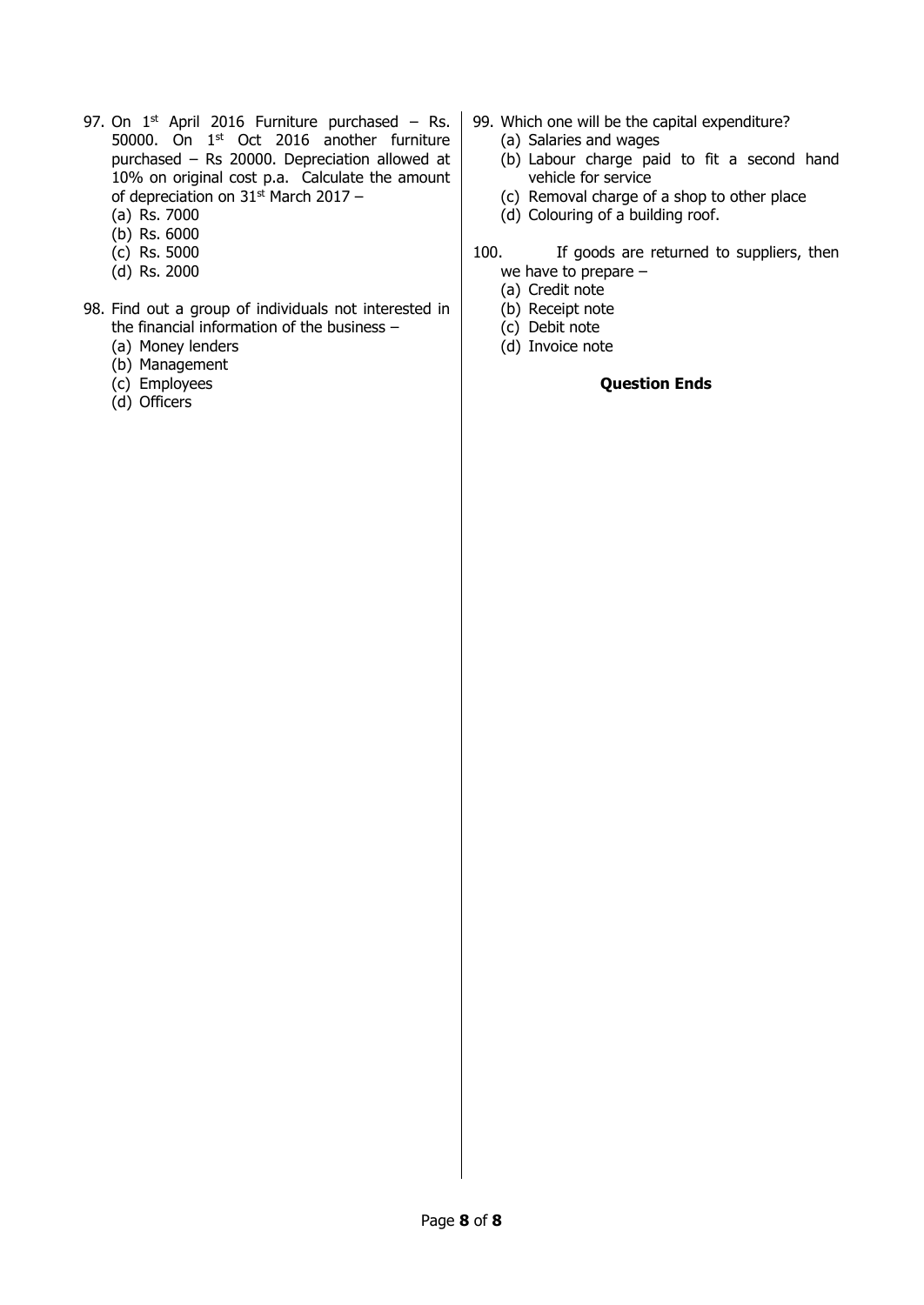97. On 1st April 2016 Furniture purchased – Rs. 50000. On 1st Oct 2016 another furniture purchased – Rs 20000. Depreciation allowed at 10% on original cost p.a. Calculate the amount of depreciation on 31st March 2017 –
    (a) Rs. 7000
    (b) Rs. 6000
    (c) Rs. 5000
    (d) Rs. 2000

98. Find out a group of individuals not interested in the financial information of the business –
    (a) Money lenders
    (b) Management
    (c) Employees
    (d) Officers

99. Which one will be the capital expenditure?
    (a) Salaries and wages
    (b) Labour charge paid to fit a second hand vehicle for service
    (c) Removal charge of a shop to other place
    (d) Colouring of a building roof.

100. If goods are returned to suppliers, then we have to prepare –
    (a) Credit note
    (b) Receipt note
    (c) Debit note
    (d) Invoice note

**Question Ends**